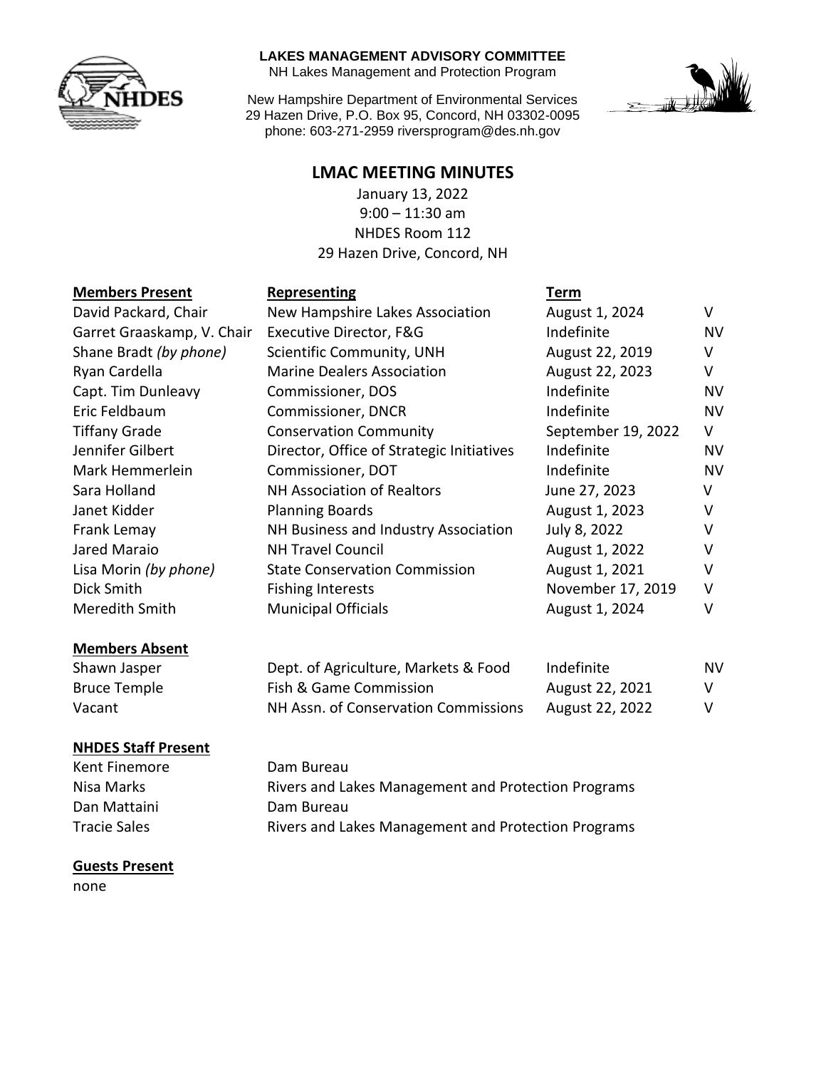**LAKES MANAGEMENT ADVISORY COMMITTEE**
NH Lakes Management and Protection Program

New Hampshire Department of Environmental Services
29 Hazen Drive, P.O. Box 95, Concord, NH 03302-0095
phone: 603-271-2959 riversprogram@des.nh.gov

# LMAC MEETING MINUTES

January 13, 2022
9:00 – 11:30 am
NHDES Room 112
29 Hazen Drive, Concord, NH

| Members Present | Representing | Term | |
|---|---|---|---|
| David Packard, Chair | New Hampshire Lakes Association | August 1, 2024 | V |
| Garret Graaskamp, V. Chair | Executive Director, F&G | Indefinite | NV |
| Shane Bradt *(by phone)* | Scientific Community, UNH | August 22, 2019 | V |
| Ryan Cardella | Marine Dealers Association | August 22, 2023 | V |
| Capt. Tim Dunleavy | Commissioner, DOS | Indefinite | NV |
| Eric Feldbaum | Commissioner, DNCR | Indefinite | NV |
| Tiffany Grade | Conservation Community | September 19, 2022 | V |
| Jennifer Gilbert | Director, Office of Strategic Initiatives | Indefinite | NV |
| Mark Hemmerlein | Commissioner, DOT | Indefinite | NV |
| Sara Holland | NH Association of Realtors | June 27, 2023 | V |
| Janet Kidder | Planning Boards | August 1, 2023 | V |
| Frank Lemay | NH Business and Industry Association | July 8, 2022 | V |
| Jared Maraio | NH Travel Council | August 1, 2022 | V |
| Lisa Morin *(by phone)* | State Conservation Commission | August 1, 2021 | V |
| Dick Smith | Fishing Interests | November 17, 2019 | V |
| Meredith Smith | Municipal Officials | August 1, 2024 | V |

| Members Absent | | | |
|---|---|---|---|
| Shawn Jasper | Dept. of Agriculture, Markets & Food | Indefinite | NV |
| Bruce Temple | Fish & Game Commission | August 22, 2021 | V |
| Vacant | NH Assn. of Conservation Commissions | August 22, 2022 | V |

| NHDES Staff Present | |
|---|---|
| Kent Finemore | Dam Bureau |
| Nisa Marks | Rivers and Lakes Management and Protection Programs |
| Dan Mattaini | Dam Bureau |
| Tracie Sales | Rivers and Lakes Management and Protection Programs |

**Guests Present**

none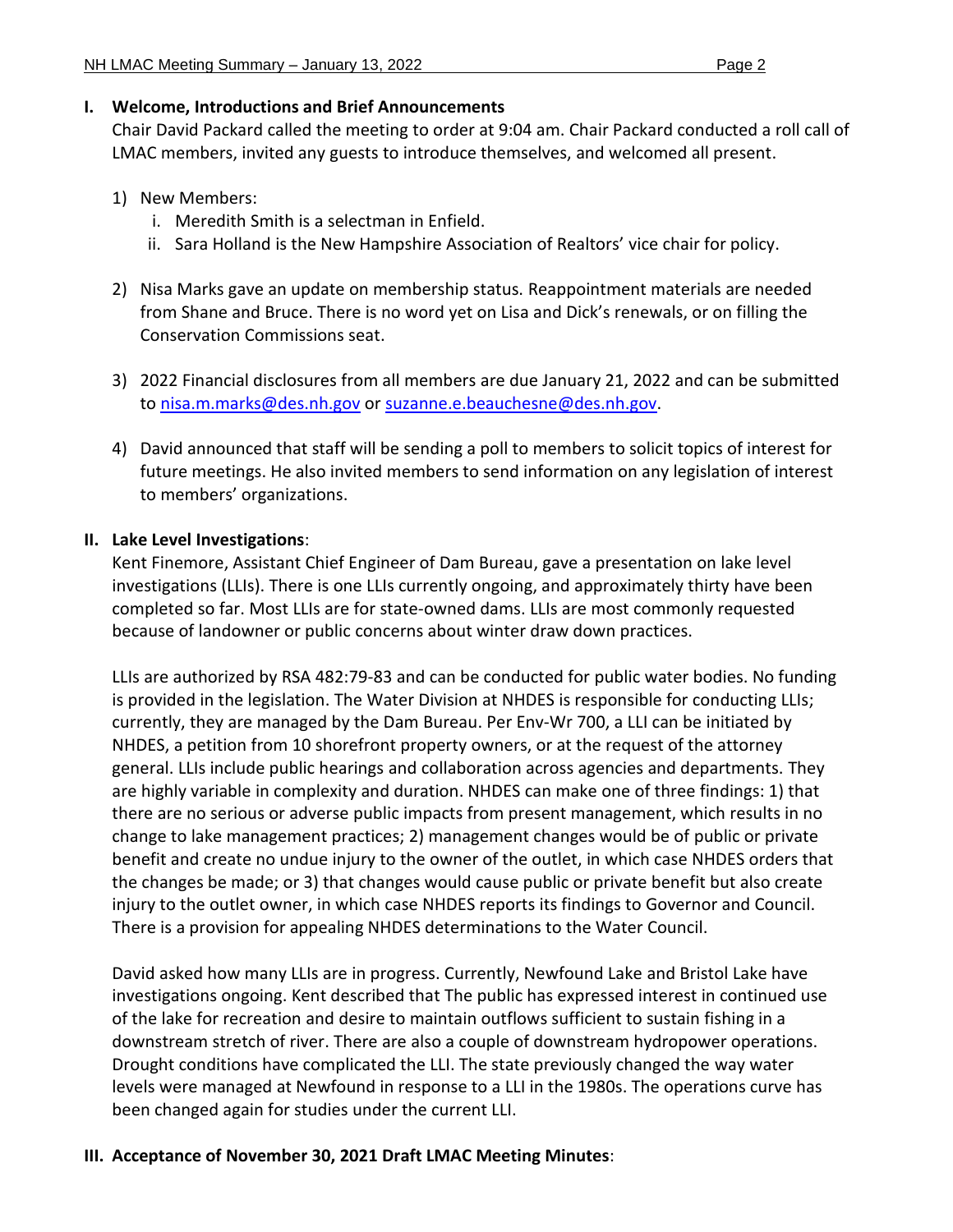## I. Welcome, Introductions and Brief Announcements

Chair David Packard called the meeting to order at 9:04 am. Chair Packard conducted a roll call of LMAC members, invited any guests to introduce themselves, and welcomed all present.

1) New Members:
   i. Meredith Smith is a selectman in Enfield.
   ii. Sara Holland is the New Hampshire Association of Realtors' vice chair for policy.

2) Nisa Marks gave an update on membership status. Reappointment materials are needed from Shane and Bruce. There is no word yet on Lisa and Dick's renewals, or on filling the Conservation Commissions seat.

3) 2022 Financial disclosures from all members are due January 21, 2022 and can be submitted to nisa.m.marks@des.nh.gov or suzanne.e.beauchesne@des.nh.gov.

4) David announced that staff will be sending a poll to members to solicit topics of interest for future meetings. He also invited members to send information on any legislation of interest to members' organizations.

## II. Lake Level Investigations:

Kent Finemore, Assistant Chief Engineer of Dam Bureau, gave a presentation on lake level investigations (LLIs). There is one LLIs currently ongoing, and approximately thirty have been completed so far. Most LLIs are for state-owned dams. LLIs are most commonly requested because of landowner or public concerns about winter draw down practices.

LLIs are authorized by RSA 482:79-83 and can be conducted for public water bodies. No funding is provided in the legislation. The Water Division at NHDES is responsible for conducting LLIs; currently, they are managed by the Dam Bureau. Per Env-Wr 700, a LLI can be initiated by NHDES, a petition from 10 shorefront property owners, or at the request of the attorney general. LLIs include public hearings and collaboration across agencies and departments. They are highly variable in complexity and duration. NHDES can make one of three findings: 1) that there are no serious or adverse public impacts from present management, which results in no change to lake management practices; 2) management changes would be of public or private benefit and create no undue injury to the owner of the outlet, in which case NHDES orders that the changes be made; or 3) that changes would cause public or private benefit but also create injury to the outlet owner, in which case NHDES reports its findings to Governor and Council. There is a provision for appealing NHDES determinations to the Water Council.

David asked how many LLIs are in progress. Currently, Newfound Lake and Bristol Lake have investigations ongoing. Kent described that The public has expressed interest in continued use of the lake for recreation and desire to maintain outflows sufficient to sustain fishing in a downstream stretch of river. There are also a couple of downstream hydropower operations. Drought conditions have complicated the LLI. The state previously changed the way water levels were managed at Newfound in response to a LLI in the 1980s. The operations curve has been changed again for studies under the current LLI.

## III. Acceptance of November 30, 2021 Draft LMAC Meeting Minutes: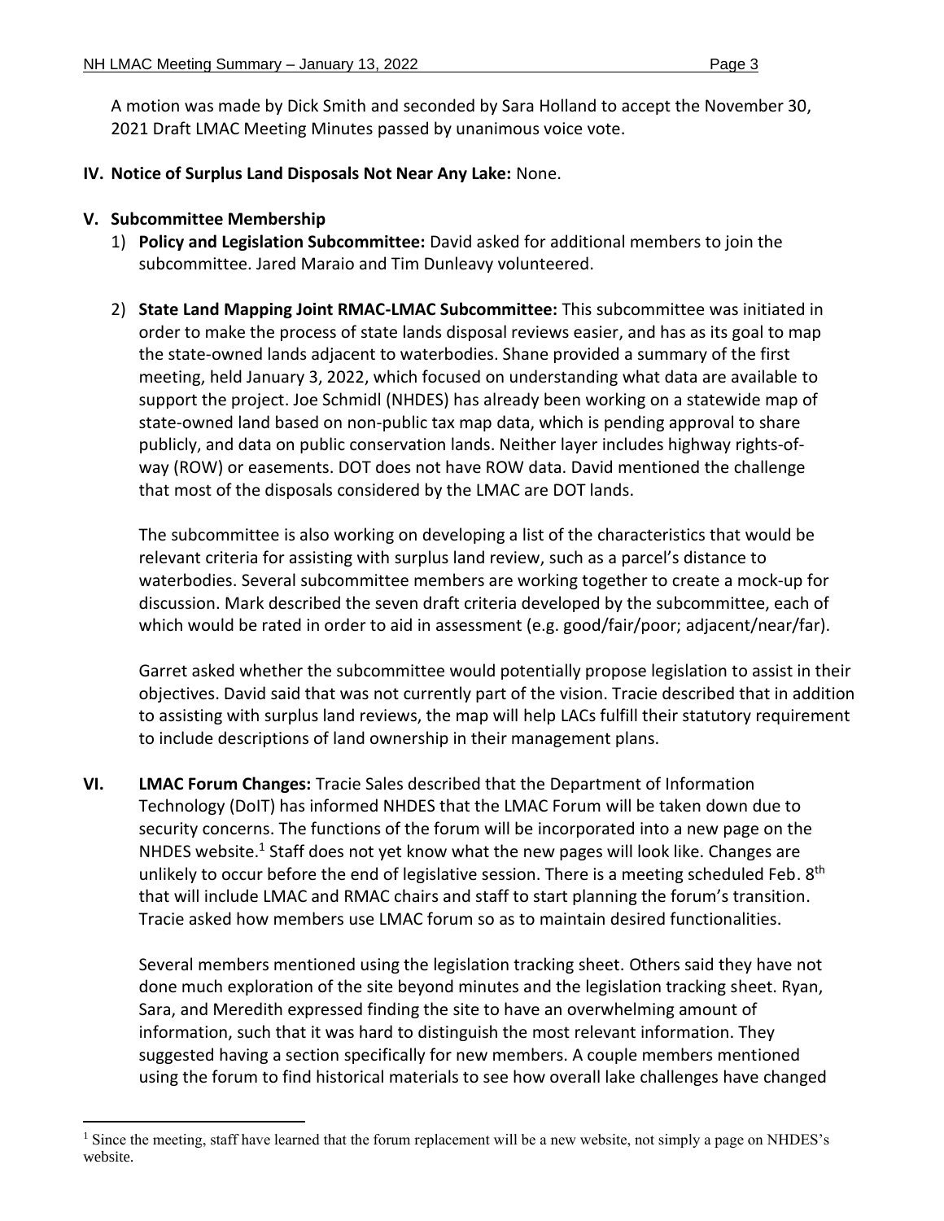A motion was made by Dick Smith and seconded by Sara Holland to accept the November 30, 2021 Draft LMAC Meeting Minutes passed by unanimous voice vote.

**IV. Notice of Surplus Land Disposals Not Near Any Lake:** None.

**V. Subcommittee Membership**

1) **Policy and Legislation Subcommittee:** David asked for additional members to join the subcommittee. Jared Maraio and Tim Dunleavy volunteered.

2) **State Land Mapping Joint RMAC-LMAC Subcommittee:** This subcommittee was initiated in order to make the process of state lands disposal reviews easier, and has as its goal to map the state-owned lands adjacent to waterbodies. Shane provided a summary of the first meeting, held January 3, 2022, which focused on understanding what data are available to support the project. Joe Schmidl (NHDES) has already been working on a statewide map of state-owned land based on non-public tax map data, which is pending approval to share publicly, and data on public conservation lands. Neither layer includes highway rights-of-way (ROW) or easements. DOT does not have ROW data. David mentioned the challenge that most of the disposals considered by the LMAC are DOT lands.

   The subcommittee is also working on developing a list of the characteristics that would be relevant criteria for assisting with surplus land review, such as a parcel's distance to waterbodies. Several subcommittee members are working together to create a mock-up for discussion. Mark described the seven draft criteria developed by the subcommittee, each of which would be rated in order to aid in assessment (e.g. good/fair/poor; adjacent/near/far).

   Garret asked whether the subcommittee would potentially propose legislation to assist in their objectives. David said that was not currently part of the vision. Tracie described that in addition to assisting with surplus land reviews, the map will help LACs fulfill their statutory requirement to include descriptions of land ownership in their management plans.

**VI. LMAC Forum Changes:** Tracie Sales described that the Department of Information Technology (DoIT) has informed NHDES that the LMAC Forum will be taken down due to security concerns. The functions of the forum will be incorporated into a new page on the NHDES website.[1] Staff does not yet know what the new pages will look like. Changes are unlikely to occur before the end of legislative session. There is a meeting scheduled Feb. 8th that will include LMAC and RMAC chairs and staff to start planning the forum's transition. Tracie asked how members use LMAC forum so as to maintain desired functionalities.

Several members mentioned using the legislation tracking sheet. Others said they have not done much exploration of the site beyond minutes and the legislation tracking sheet. Ryan, Sara, and Meredith expressed finding the site to have an overwhelming amount of information, such that it was hard to distinguish the most relevant information. They suggested having a section specifically for new members. A couple members mentioned using the forum to find historical materials to see how overall lake challenges have changed

[1] Since the meeting, staff have learned that the forum replacement will be a new website, not simply a page on NHDES's website.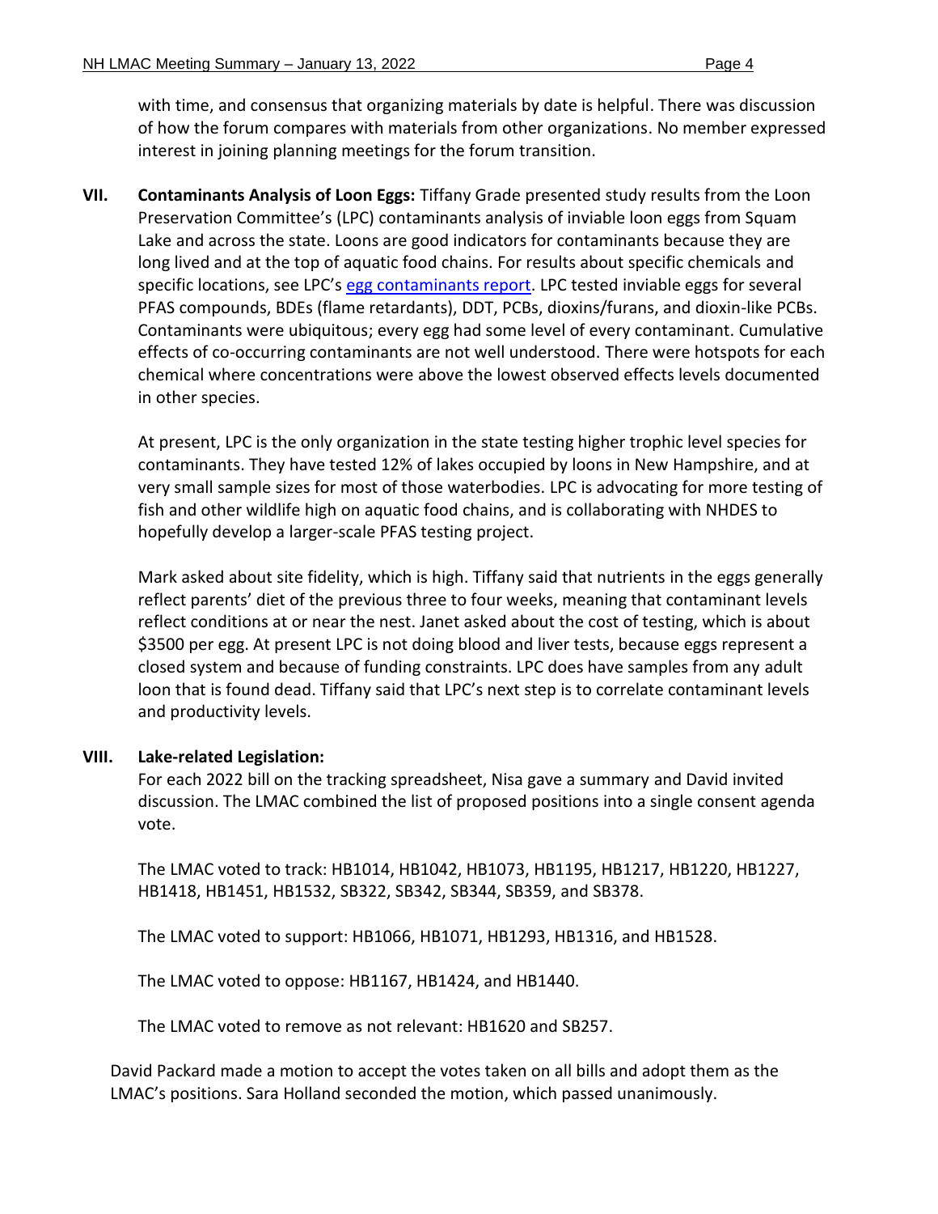with time, and consensus that organizing materials by date is helpful. There was discussion of how the forum compares with materials from other organizations. No member expressed interest in joining planning meetings for the forum transition.

**VII. Contaminants Analysis of Loon Eggs:** Tiffany Grade presented study results from the Loon Preservation Committee's (LPC) contaminants analysis of inviable loon eggs from Squam Lake and across the state. Loons are good indicators for contaminants because they are long lived and at the top of aquatic food chains. For results about specific chemicals and specific locations, see LPC's egg contaminants report. LPC tested inviable eggs for several PFAS compounds, BDEs (flame retardants), DDT, PCBs, dioxins/furans, and dioxin-like PCBs. Contaminants were ubiquitous; every egg had some level of every contaminant. Cumulative effects of co-occurring contaminants are not well understood. There were hotspots for each chemical where concentrations were above the lowest observed effects levels documented in other species.

At present, LPC is the only organization in the state testing higher trophic level species for contaminants. They have tested 12% of lakes occupied by loons in New Hampshire, and at very small sample sizes for most of those waterbodies. LPC is advocating for more testing of fish and other wildlife high on aquatic food chains, and is collaborating with NHDES to hopefully develop a larger-scale PFAS testing project.

Mark asked about site fidelity, which is high. Tiffany said that nutrients in the eggs generally reflect parents' diet of the previous three to four weeks, meaning that contaminant levels reflect conditions at or near the nest. Janet asked about the cost of testing, which is about $3500 per egg. At present LPC is not doing blood and liver tests, because eggs represent a closed system and because of funding constraints. LPC does have samples from any adult loon that is found dead. Tiffany said that LPC's next step is to correlate contaminant levels and productivity levels.

**VIII. Lake-related Legislation:**

For each 2022 bill on the tracking spreadsheet, Nisa gave a summary and David invited discussion. The LMAC combined the list of proposed positions into a single consent agenda vote.

The LMAC voted to track: HB1014, HB1042, HB1073, HB1195, HB1217, HB1220, HB1227, HB1418, HB1451, HB1532, SB322, SB342, SB344, SB359, and SB378.

The LMAC voted to support: HB1066, HB1071, HB1293, HB1316, and HB1528.

The LMAC voted to oppose: HB1167, HB1424, and HB1440.

The LMAC voted to remove as not relevant: HB1620 and SB257.

David Packard made a motion to accept the votes taken on all bills and adopt them as the LMAC's positions. Sara Holland seconded the motion, which passed unanimously.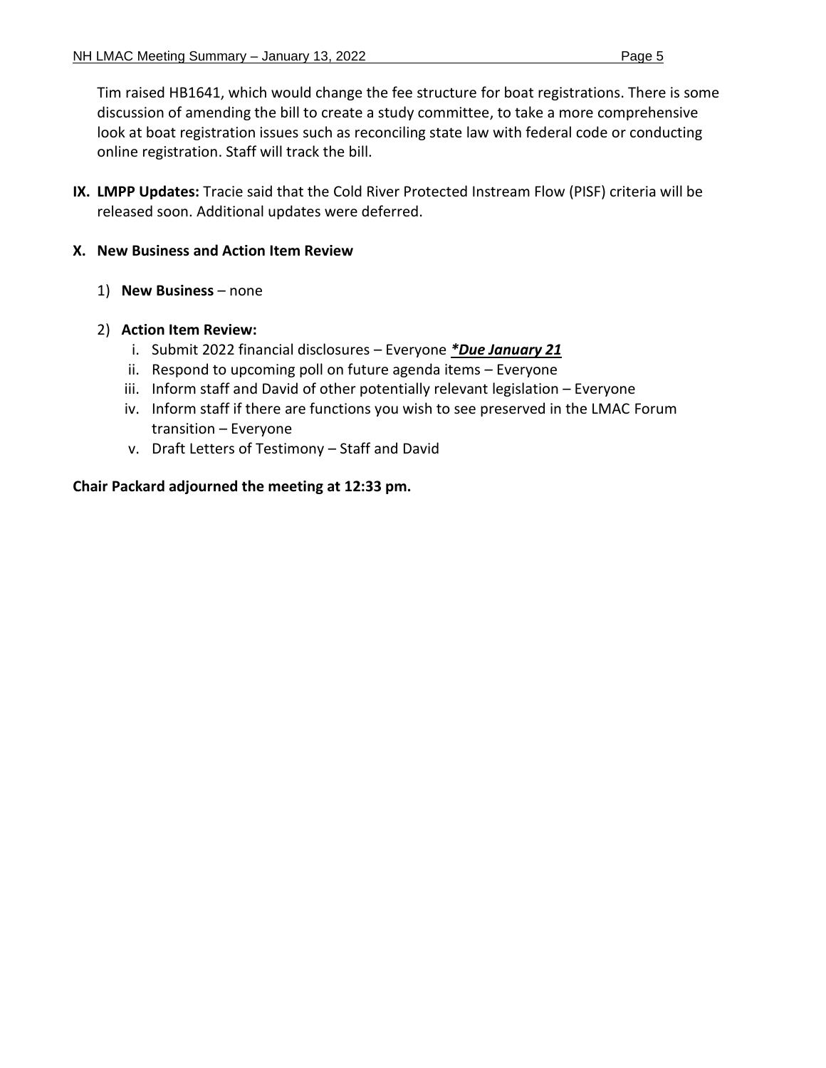Tim raised HB1641, which would change the fee structure for boat registrations. There is some discussion of amending the bill to create a study committee, to take a more comprehensive look at boat registration issues such as reconciling state law with federal code or conducting online registration. Staff will track the bill.

**IX. LMPP Updates:** Tracie said that the Cold River Protected Instream Flow (PISF) criteria will be released soon. Additional updates were deferred.

**X. New Business and Action Item Review**

1) **New Business** – none

2) **Action Item Review:**
   i. Submit 2022 financial disclosures – Everyone ***\*Due January 21***
   ii. Respond to upcoming poll on future agenda items – Everyone
   iii. Inform staff and David of other potentially relevant legislation – Everyone
   iv. Inform staff if there are functions you wish to see preserved in the LMAC Forum transition – Everyone
   v. Draft Letters of Testimony – Staff and David

**Chair Packard adjourned the meeting at 12:33 pm.**